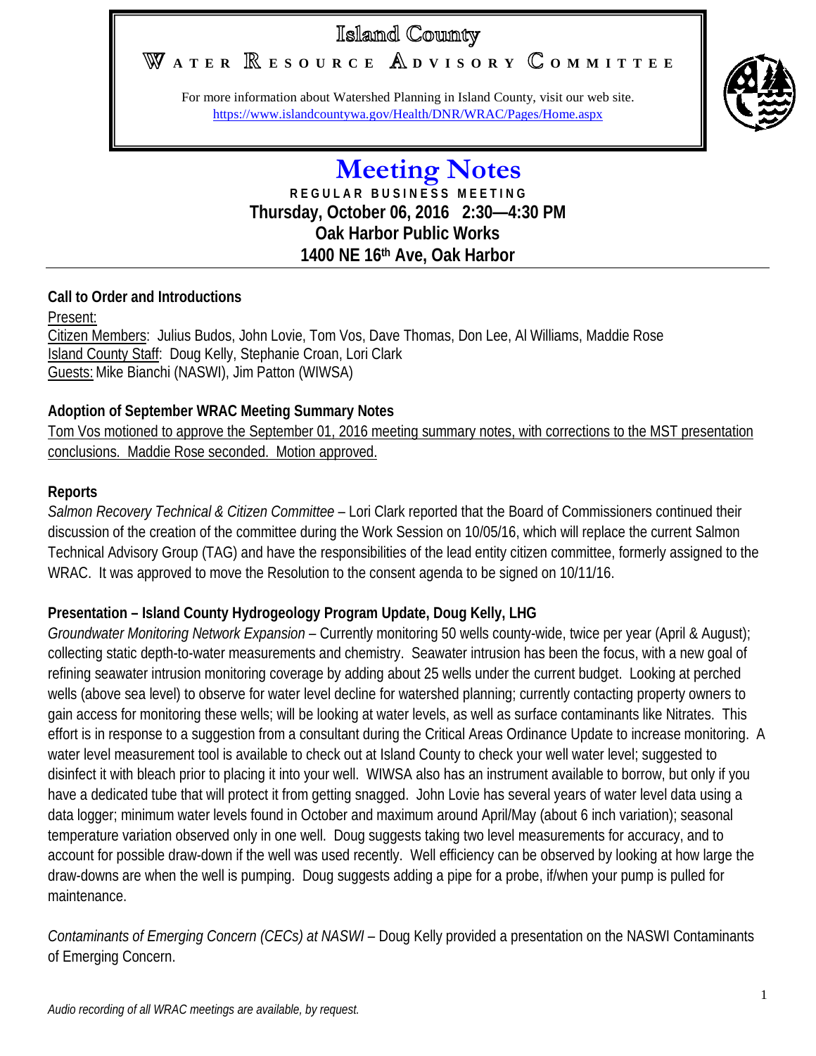# Island County

## WATER RESOURCE ADVISORY COMMITTEE

For more information about Watershed Planning in Island County, visit our web site.
https://www.islandcountywa.gov/Health/DNR/WRAC/Pages/Home.aspx

# Meeting Notes

**REGULAR BUSINESS MEETING**
**Thursday, October 06, 2016 2:30—4:30 PM**
**Oak Harbor Public Works**
**1400 NE 16th Ave, Oak Harbor**

---

### Call to Order and Introductions

Present:
Citizen Members: Julius Budos, John Lovie, Tom Vos, Dave Thomas, Don Lee, Al Williams, Maddie Rose
Island County Staff: Doug Kelly, Stephanie Croan, Lori Clark
Guests: Mike Bianchi (NASWI), Jim Patton (WIWSA)

### Adoption of September WRAC Meeting Summary Notes

Tom Vos motioned to approve the September 01, 2016 meeting summary notes, with corrections to the MST presentation conclusions. Maddie Rose seconded. Motion approved.

### Reports

*Salmon Recovery Technical & Citizen Committee* – Lori Clark reported that the Board of Commissioners continued their discussion of the creation of the committee during the Work Session on 10/05/16, which will replace the current Salmon Technical Advisory Group (TAG) and have the responsibilities of the lead entity citizen committee, formerly assigned to the WRAC. It was approved to move the Resolution to the consent agenda to be signed on 10/11/16.

### Presentation – Island County Hydrogeology Program Update, Doug Kelly, LHG

*Groundwater Monitoring Network Expansion* – Currently monitoring 50 wells county-wide, twice per year (April & August); collecting static depth-to-water measurements and chemistry. Seawater intrusion has been the focus, with a new goal of refining seawater intrusion monitoring coverage by adding about 25 wells under the current budget. Looking at perched wells (above sea level) to observe for water level decline for watershed planning; currently contacting property owners to gain access for monitoring these wells; will be looking at water levels, as well as surface contaminants like Nitrates. This effort is in response to a suggestion from a consultant during the Critical Areas Ordinance Update to increase monitoring. A water level measurement tool is available to check out at Island County to check your well water level; suggested to disinfect it with bleach prior to placing it into your well. WIWSA also has an instrument available to borrow, but only if you have a dedicated tube that will protect it from getting snagged. John Lovie has several years of water level data using a data logger; minimum water levels found in October and maximum around April/May (about 6 inch variation); seasonal temperature variation observed only in one well. Doug suggests taking two level measurements for accuracy, and to account for possible draw-down if the well was used recently. Well efficiency can be observed by looking at how large the draw-downs are when the well is pumping. Doug suggests adding a pipe for a probe, if/when your pump is pulled for maintenance.

*Contaminants of Emerging Concern (CECs) at NASWI* – Doug Kelly provided a presentation on the NASWI Contaminants of Emerging Concern.

*Audio recording of all WRAC meetings are available, by request.*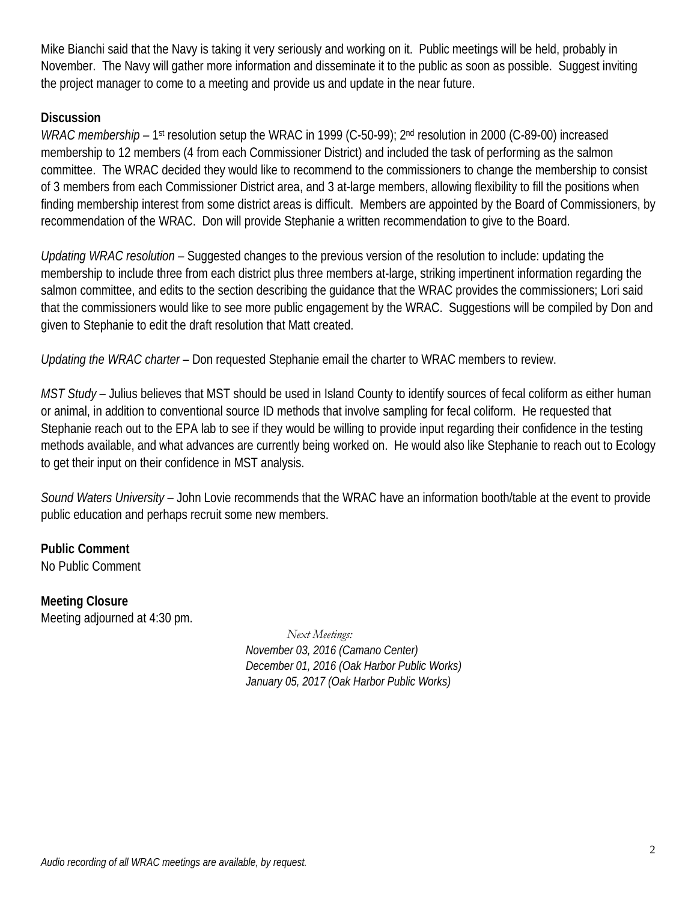Mike Bianchi said that the Navy is taking it very seriously and working on it. Public meetings will be held, probably in November. The Navy will gather more information and disseminate it to the public as soon as possible. Suggest inviting the project manager to come to a meeting and provide us and update in the near future.

**Discussion**

*WRAC membership* – 1st resolution setup the WRAC in 1999 (C-50-99); 2nd resolution in 2000 (C-89-00) increased membership to 12 members (4 from each Commissioner District) and included the task of performing as the salmon committee. The WRAC decided they would like to recommend to the commissioners to change the membership to consist of 3 members from each Commissioner District area, and 3 at-large members, allowing flexibility to fill the positions when finding membership interest from some district areas is difficult. Members are appointed by the Board of Commissioners, by recommendation of the WRAC. Don will provide Stephanie a written recommendation to give to the Board.

*Updating WRAC resolution* – Suggested changes to the previous version of the resolution to include: updating the membership to include three from each district plus three members at-large, striking impertinent information regarding the salmon committee, and edits to the section describing the guidance that the WRAC provides the commissioners; Lori said that the commissioners would like to see more public engagement by the WRAC. Suggestions will be compiled by Don and given to Stephanie to edit the draft resolution that Matt created.

*Updating the WRAC charter* – Don requested Stephanie email the charter to WRAC members to review.

*MST Study* – Julius believes that MST should be used in Island County to identify sources of fecal coliform as either human or animal, in addition to conventional source ID methods that involve sampling for fecal coliform. He requested that Stephanie reach out to the EPA lab to see if they would be willing to provide input regarding their confidence in the testing methods available, and what advances are currently being worked on. He would also like Stephanie to reach out to Ecology to get their input on their confidence in MST analysis.

*Sound Waters University* – John Lovie recommends that the WRAC have an information booth/table at the event to provide public education and perhaps recruit some new members.

**Public Comment**

No Public Comment

**Meeting Closure**

Meeting adjourned at 4:30 pm.

*Next Meetings:*

*November 03, 2016 (Camano Center)*
*December 01, 2016 (Oak Harbor Public Works)*
*January 05, 2017 (Oak Harbor Public Works)*

*Audio recording of all WRAC meetings are available, by request.*